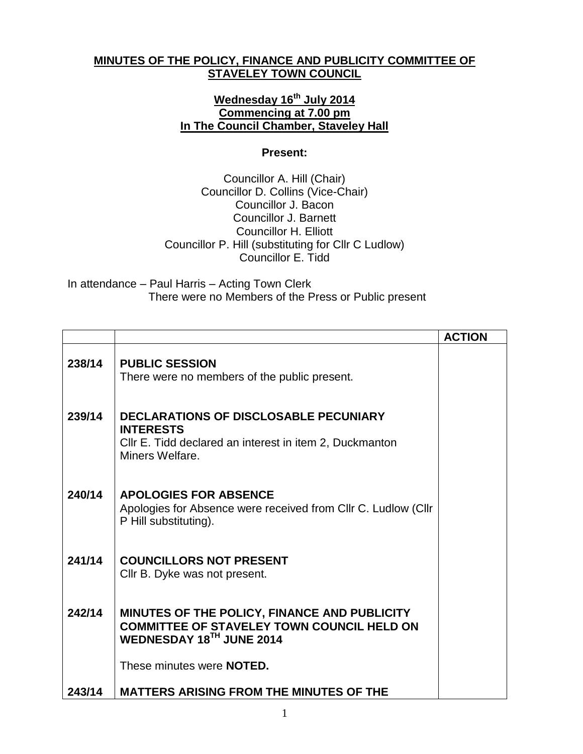**MINUTES OF THE POLICY, FINANCE AND PUBLICITY COMMITTEE OF STAVELEY TOWN COUNCIL**

**Wednesday 16th July 2014**
**Commencing at 7.00 pm**
**In The Council Chamber, Staveley Hall**

**Present:**

Councillor A. Hill (Chair)
Councillor D. Collins (Vice-Chair)
Councillor J. Bacon
Councillor J. Barnett
Councillor H. Elliott
Councillor P. Hill (substituting for Cllr C Ludlow)
Councillor E. Tidd

In attendance – Paul Harris – Acting Town Clerk
There were no Members of the Press or Public present

| | | ACTION |
|---|---|---|
| 238/14 | **PUBLIC SESSION**<br>There were no members of the public present. | |
| 239/14 | **DECLARATIONS OF DISCLOSABLE PECUNIARY INTERESTS**<br>Cllr E. Tidd declared an interest in item 2, Duckmanton Miners Welfare. | |
| 240/14 | **APOLOGIES FOR ABSENCE**<br>Apologies for Absence were received from Cllr C. Ludlow (Cllr P Hill substituting). | |
| 241/14 | **COUNCILLORS NOT PRESENT**<br>Cllr B. Dyke was not present. | |
| 242/14 | **MINUTES OF THE POLICY, FINANCE AND PUBLICITY COMMITTEE OF STAVELEY TOWN COUNCIL HELD ON WEDNESDAY 18TH JUNE 2014**<br><br>These minutes were **NOTED.** | |
| 243/14 | **MATTERS ARISING FROM THE MINUTES OF THE** | |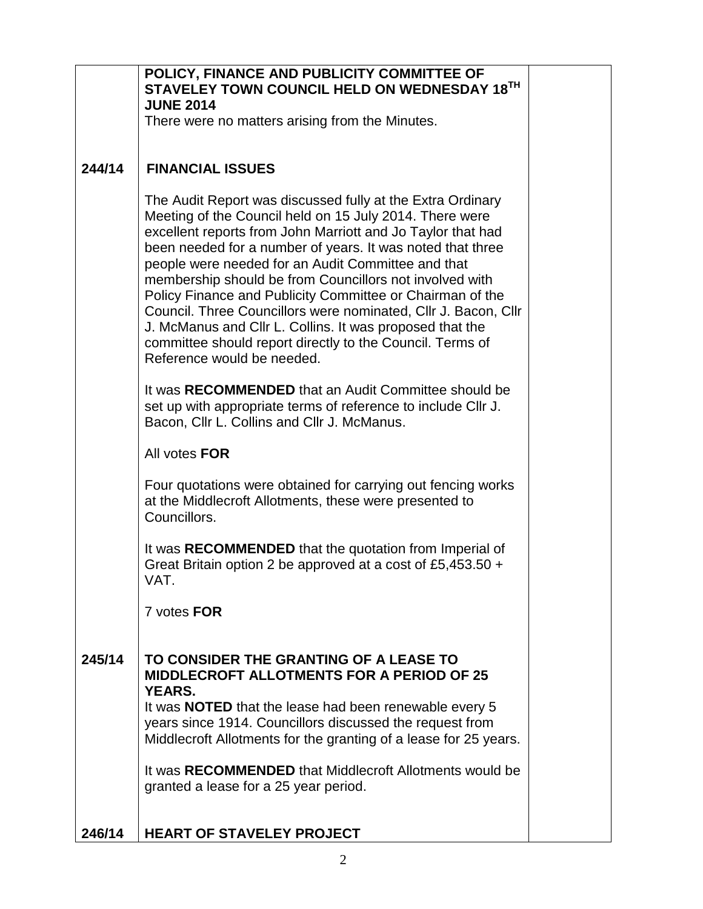| | | |
|---|---|---|
| | **POLICY, FINANCE AND PUBLICITY COMMITTEE OF STAVELEY TOWN COUNCIL HELD ON WEDNESDAY 18TH JUNE 2014**<br>There were no matters arising from the Minutes. | |
| **244/14** | **FINANCIAL ISSUES**<br><br>The Audit Report was discussed fully at the Extra Ordinary Meeting of the Council held on 15 July 2014. There were excellent reports from John Marriott and Jo Taylor that had been needed for a number of years. It was noted that three people were needed for an Audit Committee and that membership should be from Councillors not involved with Policy Finance and Publicity Committee or Chairman of the Council. Three Councillors were nominated, Cllr J. Bacon, Cllr J. McManus and Cllr L. Collins. It was proposed that the committee should report directly to the Council. Terms of Reference would be needed.<br><br>It was **RECOMMENDED** that an Audit Committee should be set up with appropriate terms of reference to include Cllr J. Bacon, Cllr L. Collins and Cllr J. McManus.<br><br>All votes **FOR**<br><br>Four quotations were obtained for carrying out fencing works at the Middlecroft Allotments, these were presented to Councillors.<br><br>It was **RECOMMENDED** that the quotation from Imperial of Great Britain option 2 be approved at a cost of £5,453.50 + VAT.<br><br>7 votes **FOR** | |
| **245/14** | **TO CONSIDER THE GRANTING OF A LEASE TO MIDDLECROFT ALLOTMENTS FOR A PERIOD OF 25 YEARS.**<br>It was **NOTED** that the lease had been renewable every 5 years since 1914. Councillors discussed the request from Middlecroft Allotments for the granting of a lease for 25 years.<br><br>It was **RECOMMENDED** that Middlecroft Allotments would be granted a lease for a 25 year period. | |
| **246/14** | **HEART OF STAVELEY PROJECT** | |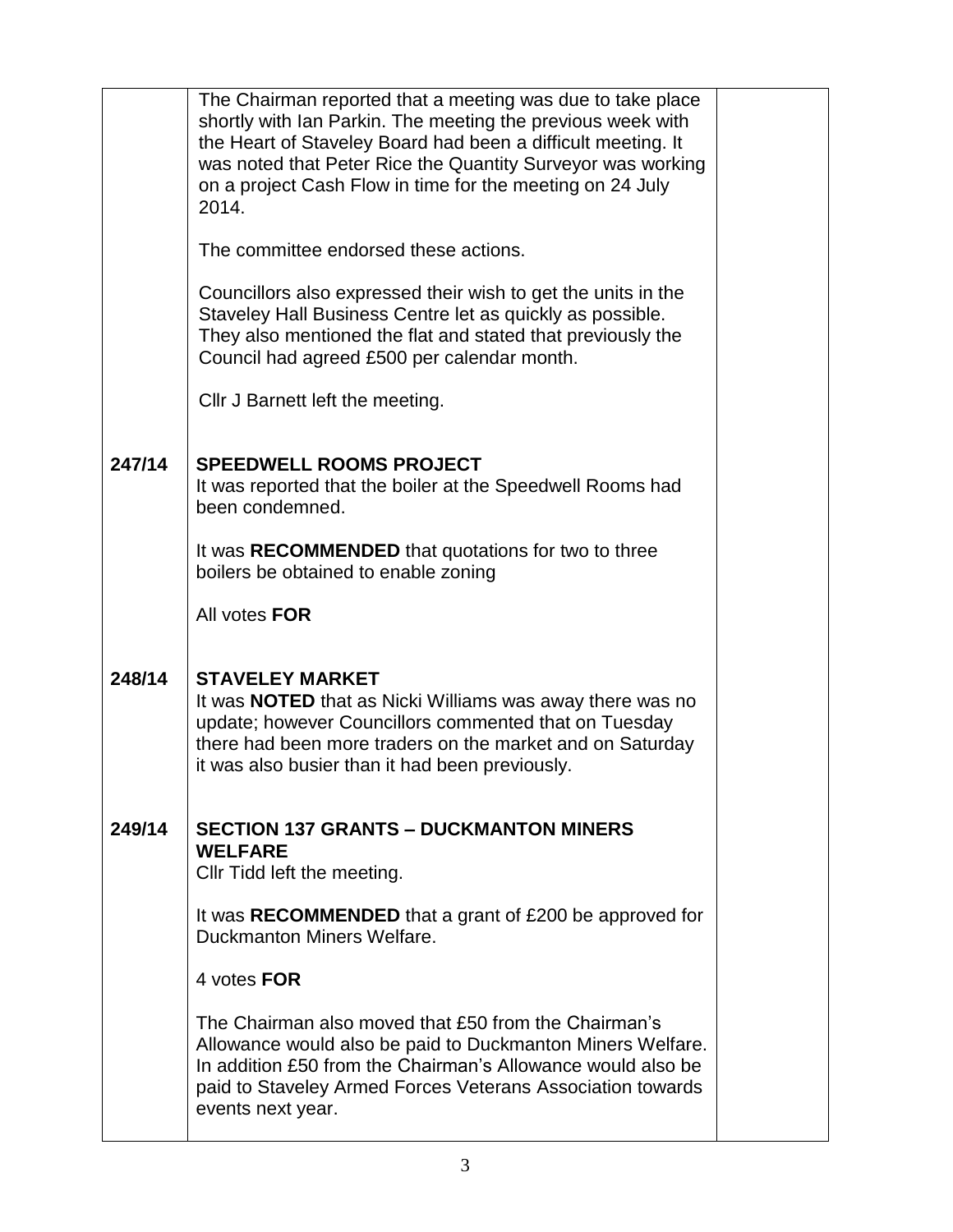| | | |
|---|---|---|
| | The Chairman reported that a meeting was due to take place shortly with Ian Parkin. The meeting the previous week with the Heart of Staveley Board had been a difficult meeting. It was noted that Peter Rice the Quantity Surveyor was working on a project Cash Flow in time for the meeting on 24 July 2014.<br><br>The committee endorsed these actions.<br><br>Councillors also expressed their wish to get the units in the Staveley Hall Business Centre let as quickly as possible. They also mentioned the flat and stated that previously the Council had agreed £500 per calendar month.<br><br>Cllr J Barnett left the meeting. | |
| **247/14** | **SPEEDWELL ROOMS PROJECT**<br>It was reported that the boiler at the Speedwell Rooms had been condemned.<br><br>It was **RECOMMENDED** that quotations for two to three boilers be obtained to enable zoning<br><br>All votes **FOR** | |
| **248/14** | **STAVELEY MARKET**<br>It was **NOTED** that as Nicki Williams was away there was no update; however Councillors commented that on Tuesday there had been more traders on the market and on Saturday it was also busier than it had been previously. | |
| **249/14** | **SECTION 137 GRANTS – DUCKMANTON MINERS WELFARE**<br>Cllr Tidd left the meeting.<br><br>It was **RECOMMENDED** that a grant of £200 be approved for Duckmanton Miners Welfare.<br><br>4 votes **FOR**<br><br>The Chairman also moved that £50 from the Chairman's Allowance would also be paid to Duckmanton Miners Welfare. In addition £50 from the Chairman's Allowance would also be paid to Staveley Armed Forces Veterans Association towards events next year. | |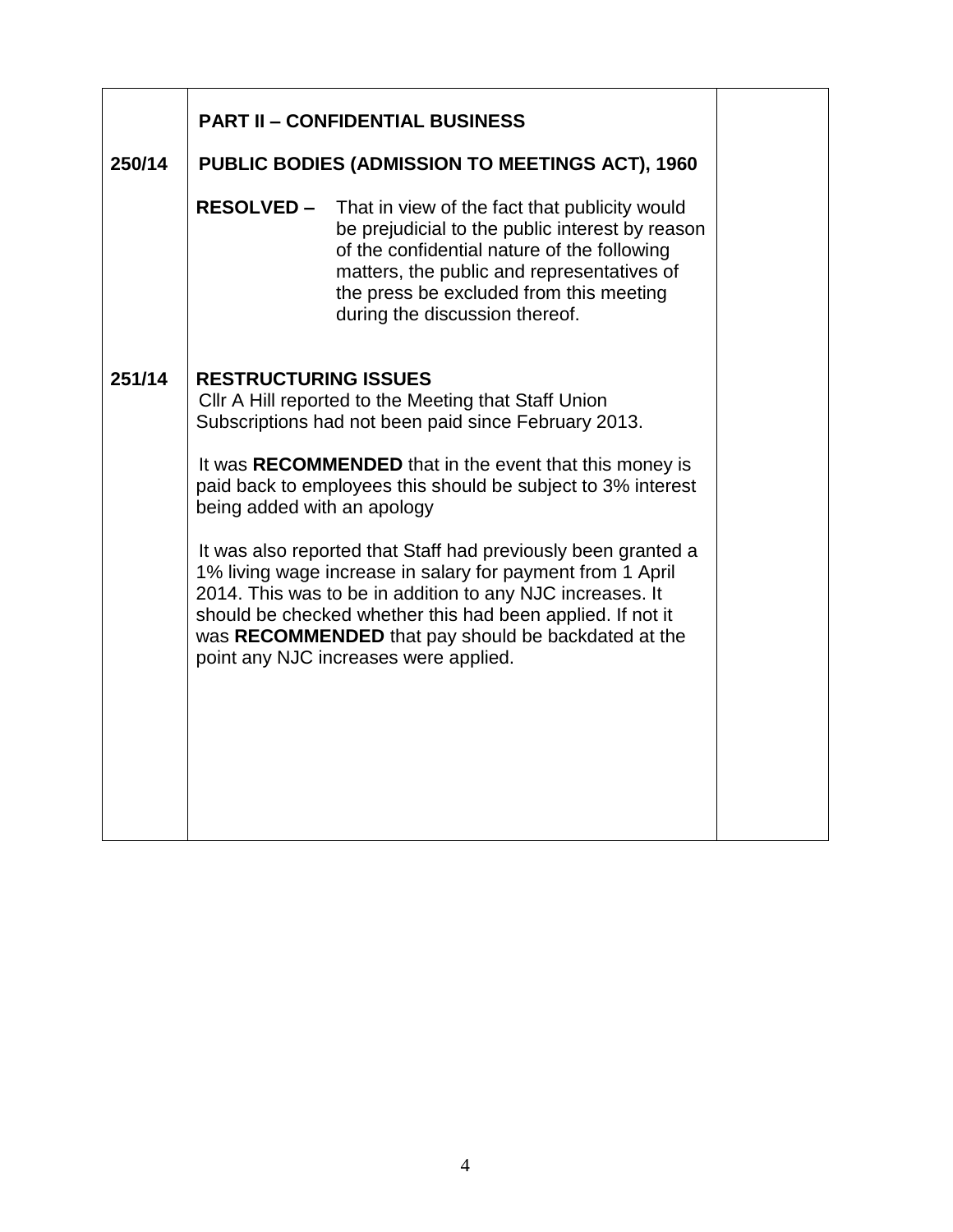| | | |
|---|---|---|
| | **PART II – CONFIDENTIAL BUSINESS** | |
| **250/14** | **PUBLIC BODIES (ADMISSION TO MEETINGS ACT), 1960** | |
| | **RESOLVED –** That in view of the fact that publicity would be prejudicial to the public interest by reason of the confidential nature of the following matters, the public and representatives of the press be excluded from this meeting during the discussion thereof. | |
| **251/14** | **RESTRUCTURING ISSUES**<br>Cllr A Hill reported to the Meeting that Staff Union Subscriptions had not been paid since February 2013.<br><br>It was **RECOMMENDED** that in the event that this money is paid back to employees this should be subject to 3% interest being added with an apology<br><br>It was also reported that Staff had previously been granted a 1% living wage increase in salary for payment from 1 April 2014. This was to be in addition to any NJC increases. It should be checked whether this had been applied. If not it was **RECOMMENDED** that pay should be backdated at the point any NJC increases were applied. | |